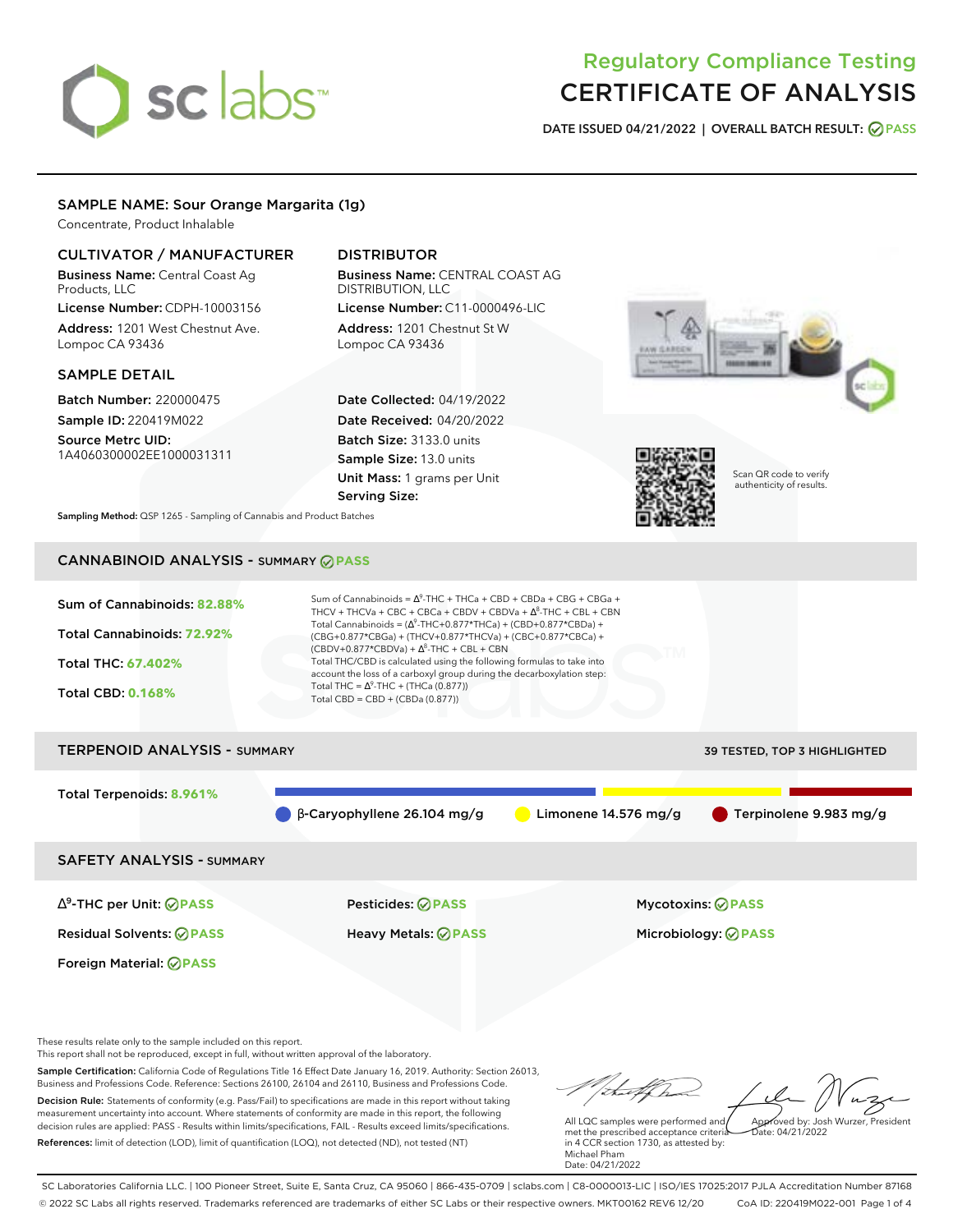# Regulatory Compliance Testing
# CERTIFICATE OF ANALYSIS

**DATE ISSUED** 04/21/2022 | **OVERALL BATCH RESULT:** PASS

## SAMPLE NAME: Sour Orange Margarita (1g)

Concentrate, Product Inhalable

### CULTIVATOR / MANUFACTURER

**Business Name:** Central Coast Ag Products, LLC

**License Number:** CDPH-10003156

**Address:** 1201 West Chestnut Ave. Lompoc CA 93436

### DISTRIBUTOR

**Business Name:** CENTRAL COAST AG DISTRIBUTION, LLC

**License Number:** C11-0000496-LIC

**Address:** 1201 Chestnut St W Lompoc CA 93436

### SAMPLE DETAIL

**Batch Number:** 220000475

**Sample ID:** 220419M022

**Source Metrc UID:** 1A4060300002EE1000031311

**Date Collected:** 04/19/2022

**Date Received:** 04/20/2022

**Batch Size:** 3133.0 units

**Sample Size:** 13.0 units

**Unit Mass:** 1 grams per Unit

**Serving Size:**

Scan QR code to verify authenticity of results.

**Sampling Method:** QSP 1265 - Sampling of Cannabis and Product Batches

## CANNABINOID ANALYSIS - SUMMARY PASS

Sum of Cannabinoids: **82.88%**

Total Cannabinoids: **72.92%**

Total THC: **67.402%**

Total CBD: **0.168%**

Sum of Cannabinoids = $\Delta^9$-THC + THCa + CBD + CBDa + CBG + CBGa + THCV + THCVa + CBC + CBCa + CBDV + CBDVa + $\Delta^8$-THC + CBL + CBN

Total Cannabinoids = ($\Delta^9$-THC+0.877*THCa) + (CBD+0.877*CBDa) + (CBG+0.877*CBGa) + (THCV+0.877*THCVa) + (CBC+0.877*CBCa) + (CBDV+0.877*CBDVa) + $\Delta^8$-THC + CBL + CBN

Total THC/CBD is calculated using the following formulas to take into account the loss of a carboxyl group during the decarboxylation step:

Total THC = $\Delta^9$-THC + (THCa (0.877))

Total CBD = CBD + (CBDa (0.877))

## TERPENOID ANALYSIS - SUMMARY

39 TESTED, TOP 3 HIGHLIGHTED

Total Terpenoids: **8.961%**

- β-Caryophyllene 26.104 mg/g
- Limonene 14.576 mg/g
- Terpinolene 9.983 mg/g

## SAFETY ANALYSIS - SUMMARY

| | | |
|---|---|---|
| $\Delta^9$-THC per Unit: PASS | Pesticides: PASS | Mycotoxins: PASS |
| Residual Solvents: PASS | Heavy Metals: PASS | Microbiology: PASS |
| Foreign Material: PASS | | |

These results relate only to the sample included on this report.
This report shall not be reproduced, except in full, without written approval of the laboratory.

**Sample Certification:** California Code of Regulations Title 16 Effect Date January 16, 2019. Authority: Section 26013, Business and Professions Code. Reference: Sections 26100, 26104 and 26110, Business and Professions Code.

**Decision Rule:** Statements of conformity (e.g. Pass/Fail) to specifications are made in this report without taking measurement uncertainty into account. Where statements of conformity are made in this report, the following decision rules are applied: PASS - Results within limits/specifications, FAIL - Results exceed limits/specifications.

**References:** limit of detection (LOD), limit of quantification (LOQ), not detected (ND), not tested (NT)

All LQC samples were performed and met the prescribed acceptance criteria in 4 CCR section 1730, as attested by: Michael Pham
Date: 04/21/2022

Approved by: Josh Wurzer, President
Date: 04/21/2022

SC Laboratories California LLC. | 100 Pioneer Street, Suite E, Santa Cruz, CA 95060 | 866-435-0709 | sclabs.com | C8-0000013-LIC | ISO/IES 17025:2017 PJLA Accreditation Number 87168
© 2022 SC Labs all rights reserved. Trademarks referenced are trademarks of either SC Labs or their respective owners. MKT00162 REV6 12/20 CoA ID: 220419M022-001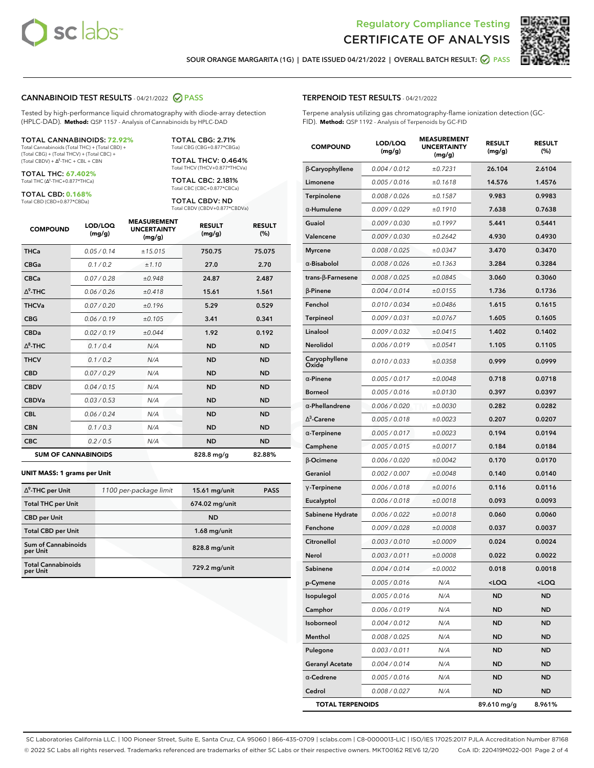# Regulatory Compliance Testing
# CERTIFICATE OF ANALYSIS

SOUR ORANGE MARGARITA (1G) | DATE ISSUED 04/21/2022 | OVERALL BATCH RESULT: PASS

## CANNABINOID TEST RESULTS - 04/21/2022 PASS

Tested by high-performance liquid chromatography with diode-array detection (HPLC-DAD). **Method:** QSP 1157 - Analysis of Cannabinoids by HPLC-DAD

**TOTAL CANNABINOIDS: 72.92%**
Total Cannabinoids (Total THC) + (Total CBD) + (Total CBG) + (Total THCV) + (Total CBC) + (Total CBDV) + $\Delta^8$-THC + CBL + CBN

**TOTAL THC: 67.402%**
Total THC ($\Delta^9$-THC+0.877*THCa)

**TOTAL CBD: 0.168%**
Total CBD (CBD+0.877*CBDa)

**TOTAL CBG: 2.71%**
Total CBG (CBG+0.877*CBGa)

**TOTAL THCV: 0.464%**
Total THCV (THCV+0.877*THCVa)

**TOTAL CBC: 2.181%**
Total CBC (CBC+0.877*CBCa)

**TOTAL CBDV: ND**
Total CBDV (CBDV+0.877*CBDVa)

| COMPOUND | LOD/LOQ (mg/g) | MEASUREMENT UNCERTAINTY (mg/g) | RESULT (mg/g) | RESULT (%) |
|---|---|---|---|---|
| THCa | 0.05 / 0.14 | ±15.015 | 750.75 | 75.075 |
| CBGa | 0.1 / 0.2 | ±1.10 | 27.0 | 2.70 |
| CBCa | 0.07 / 0.28 | ±0.948 | 24.87 | 2.487 |
| $\Delta^9$-THC | 0.06 / 0.26 | ±0.418 | 15.61 | 1.561 |
| THCVa | 0.07 / 0.20 | ±0.196 | 5.29 | 0.529 |
| CBG | 0.06 / 0.19 | ±0.105 | 3.41 | 0.341 |
| CBDa | 0.02 / 0.19 | ±0.044 | 1.92 | 0.192 |
| $\Delta^8$-THC | 0.1 / 0.4 | N/A | ND | ND |
| THCV | 0.1 / 0.2 | N/A | ND | ND |
| CBD | 0.07 / 0.29 | N/A | ND | ND |
| CBDV | 0.04 / 0.15 | N/A | ND | ND |
| CBDVa | 0.03 / 0.53 | N/A | ND | ND |
| CBL | 0.06 / 0.24 | N/A | ND | ND |
| CBN | 0.1 / 0.3 | N/A | ND | ND |
| CBC | 0.2 / 0.5 | N/A | ND | ND |
| **SUM OF CANNABINOIDS** | | | 828.8 mg/g | 82.88% |

**UNIT MASS: 1 grams per Unit**

| | | | |
|---|---|---|---|
| $\Delta^9$-THC per Unit | 1100 per-package limit | 15.61 mg/unit | PASS |
| Total THC per Unit | | 674.02 mg/unit | |
| CBD per Unit | | ND | |
| Total CBD per Unit | | 1.68 mg/unit | |
| Sum of Cannabinoids per Unit | | 828.8 mg/unit | |
| Total Cannabinoids per Unit | | 729.2 mg/unit | |

## TERPENOID TEST RESULTS - 04/21/2022

Terpene analysis utilizing gas chromatography-flame ionization detection (GC-FID). **Method:** QSP 1192 - Analysis of Terpenoids by GC-FID

| COMPOUND | LOD/LOQ (mg/g) | MEASUREMENT UNCERTAINTY (mg/g) | RESULT (mg/g) | RESULT (%) |
|---|---|---|---|---|
| β-Caryophyllene | 0.004 / 0.012 | ±0.7231 | 26.104 | 2.6104 |
| Limonene | 0.005 / 0.016 | ±0.1618 | 14.576 | 1.4576 |
| Terpinolene | 0.008 / 0.026 | ±0.1587 | 9.983 | 0.9983 |
| α-Humulene | 0.009 / 0.029 | ±0.1910 | 7.638 | 0.7638 |
| Guaiol | 0.009 / 0.030 | ±0.1997 | 5.441 | 0.5441 |
| Valencene | 0.009 / 0.030 | ±0.2642 | 4.930 | 0.4930 |
| Myrcene | 0.008 / 0.025 | ±0.0347 | 3.470 | 0.3470 |
| α-Bisabolol | 0.008 / 0.026 | ±0.1363 | 3.284 | 0.3284 |
| trans-β-Farnesene | 0.008 / 0.025 | ±0.0845 | 3.060 | 0.3060 |
| β-Pinene | 0.004 / 0.014 | ±0.0155 | 1.736 | 0.1736 |
| Fenchol | 0.010 / 0.034 | ±0.0486 | 1.615 | 0.1615 |
| Terpineol | 0.009 / 0.031 | ±0.0767 | 1.605 | 0.1605 |
| Linalool | 0.009 / 0.032 | ±0.0415 | 1.402 | 0.1402 |
| Nerolidol | 0.006 / 0.019 | ±0.0541 | 1.105 | 0.1105 |
| Caryophyllene Oxide | 0.010 / 0.033 | ±0.0358 | 0.999 | 0.0999 |
| α-Pinene | 0.005 / 0.017 | ±0.0048 | 0.718 | 0.0718 |
| Borneol | 0.005 / 0.016 | ±0.0130 | 0.397 | 0.0397 |
| α-Phellandrene | 0.006 / 0.020 | ±0.0030 | 0.282 | 0.0282 |
| $\Delta^3$-Carene | 0.005 / 0.018 | ±0.0023 | 0.207 | 0.0207 |
| α-Terpinene | 0.005 / 0.017 | ±0.0023 | 0.194 | 0.0194 |
| Camphene | 0.005 / 0.015 | ±0.0017 | 0.184 | 0.0184 |
| β-Ocimene | 0.006 / 0.020 | ±0.0042 | 0.170 | 0.0170 |
| Geraniol | 0.002 / 0.007 | ±0.0048 | 0.140 | 0.0140 |
| γ-Terpinene | 0.006 / 0.018 | ±0.0016 | 0.116 | 0.0116 |
| Eucalyptol | 0.006 / 0.018 | ±0.0018 | 0.093 | 0.0093 |
| Sabinene Hydrate | 0.006 / 0.022 | ±0.0018 | 0.060 | 0.0060 |
| Fenchone | 0.009 / 0.028 | ±0.0008 | 0.037 | 0.0037 |
| Citronellol | 0.003 / 0.010 | ±0.0009 | 0.024 | 0.0024 |
| Nerol | 0.003 / 0.011 | ±0.0008 | 0.022 | 0.0022 |
| Sabinene | 0.004 / 0.014 | ±0.0002 | 0.018 | 0.0018 |
| p-Cymene | 0.005 / 0.016 | N/A | <LOQ | <LOQ |
| Isopulegol | 0.005 / 0.016 | N/A | ND | ND |
| Camphor | 0.006 / 0.019 | N/A | ND | ND |
| Isoborneol | 0.004 / 0.012 | N/A | ND | ND |
| Menthol | 0.008 / 0.025 | N/A | ND | ND |
| Pulegone | 0.003 / 0.011 | N/A | ND | ND |
| Geranyl Acetate | 0.004 / 0.014 | N/A | ND | ND |
| α-Cedrene | 0.005 / 0.016 | N/A | ND | ND |
| Cedrol | 0.008 / 0.027 | N/A | ND | ND |
| **TOTAL TERPENOIDS** | | | 89.610 mg/g | 8.961% |

SC Laboratories California LLC. | 100 Pioneer Street, Suite E, Santa Cruz, CA 95060 | 866-435-0709 | sclabs.com | C8-0000013-LIC | ISO/IES 17025:2017 PJLA Accreditation Number 87168
© 2022 SC Labs all rights reserved. Trademarks referenced are trademarks of either SC Labs or their respective owners. MKT00162 REV6 12/20 CoA ID: 220419M022-001